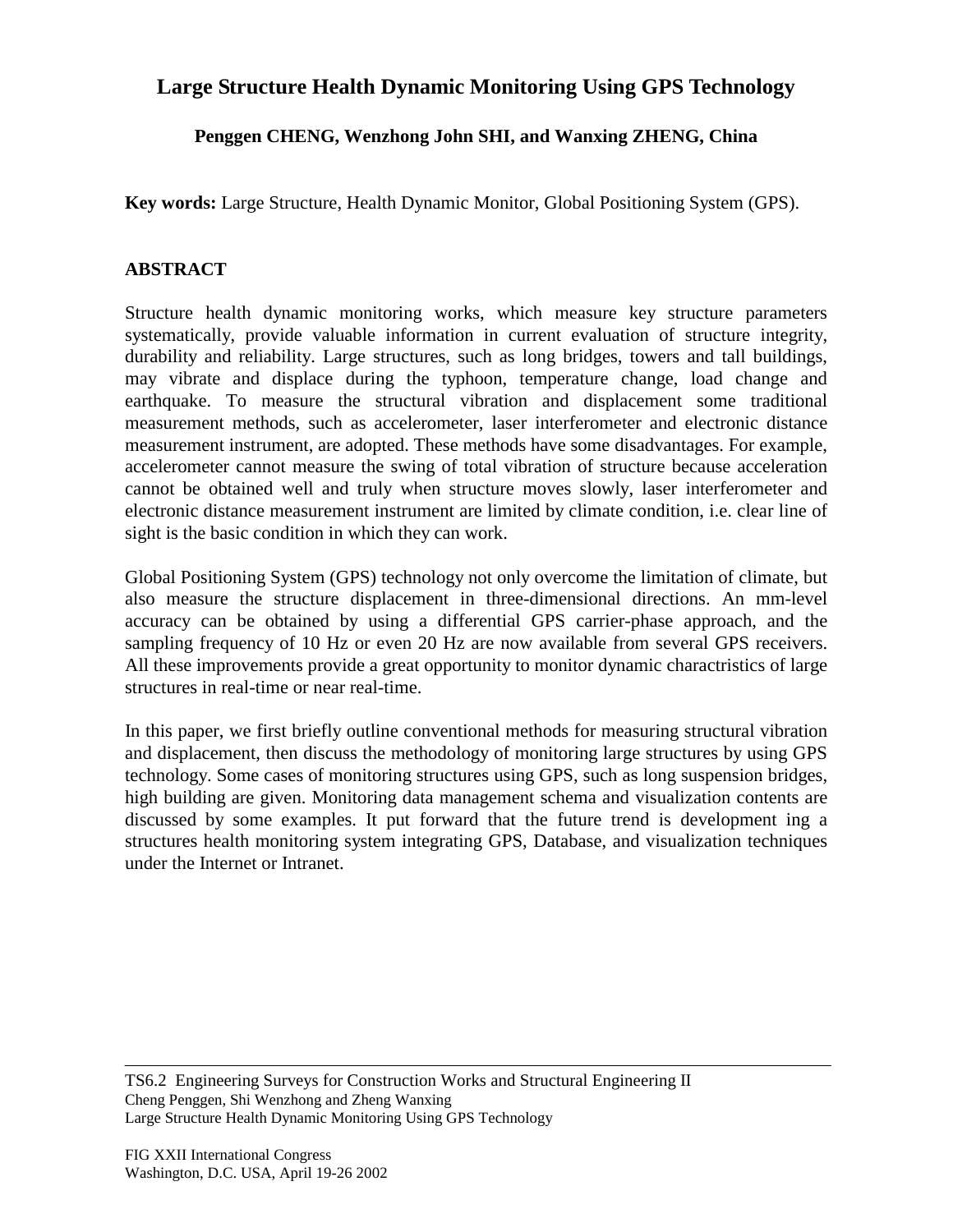# Large Structure Health Dynamic Monitoring Using GPS Technology

**Penggen CHENG, Wenzhong John SHI, and Wanxing ZHENG, China**

**Key words:** Large Structure, Health Dynamic Monitor, Global Positioning System (GPS).

## ABSTRACT

Structure health dynamic monitoring works, which measure key structure parameters systematically, provide valuable information in current evaluation of structure integrity, durability and reliability. Large structures, such as long bridges, towers and tall buildings, may vibrate and displace during the typhoon, temperature change, load change and earthquake. To measure the structural vibration and displacement some traditional measurement methods, such as accelerometer, laser interferometer and electronic distance measurement instrument, are adopted. These methods have some disadvantages. For example, accelerometer cannot measure the swing of total vibration of structure because acceleration cannot be obtained well and truly when structure moves slowly, laser interferometer and electronic distance measurement instrument are limited by climate condition, i.e. clear line of sight is the basic condition in which they can work.

Global Positioning System (GPS) technology not only overcome the limitation of climate, but also measure the structure displacement in three-dimensional directions. An mm-level accuracy can be obtained by using a differential GPS carrier-phase approach, and the sampling frequency of 10 Hz or even 20 Hz are now available from several GPS receivers. All these improvements provide a great opportunity to monitor dynamic charactristics of large structures in real-time or near real-time.

In this paper, we first briefly outline conventional methods for measuring structural vibration and displacement, then discuss the methodology of monitoring large structures by using GPS technology. Some cases of monitoring structures using GPS, such as long suspension bridges, high building are given. Monitoring data management schema and visualization contents are discussed by some examples. It put forward that the future trend is development ing a structures health monitoring system integrating GPS, Database, and visualization techniques under the Internet or Intranet.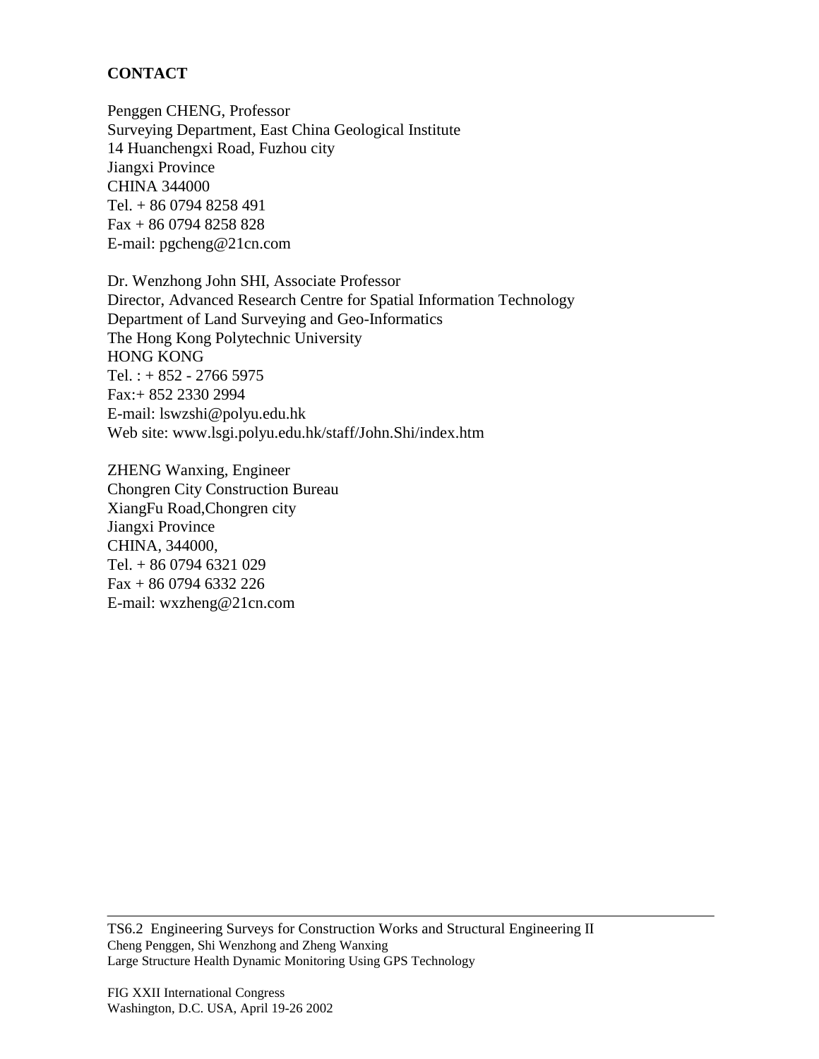**CONTACT**

Penggen CHENG, Professor
Surveying Department, East China Geological Institute
14 Huanchengxi Road, Fuzhou city
Jiangxi Province
CHINA 344000
Tel. + 86 0794 8258 491
Fax + 86 0794 8258 828
E-mail: pgcheng@21cn.com

Dr. Wenzhong John SHI, Associate Professor
Director, Advanced Research Centre for Spatial Information Technology
Department of Land Surveying and Geo-Informatics
The Hong Kong Polytechnic University
HONG KONG
Tel. : + 852 - 2766 5975
Fax:+ 852 2330 2994
E-mail: lswzshi@polyu.edu.hk
Web site: www.lsgi.polyu.edu.hk/staff/John.Shi/index.htm

ZHENG Wanxing, Engineer
Chongren City Construction Bureau
XiangFu Road,Chongren city
Jiangxi Province
CHINA, 344000,
Tel. + 86 0794 6321 029
Fax + 86 0794 6332 226
E-mail: wxzheng@21cn.com